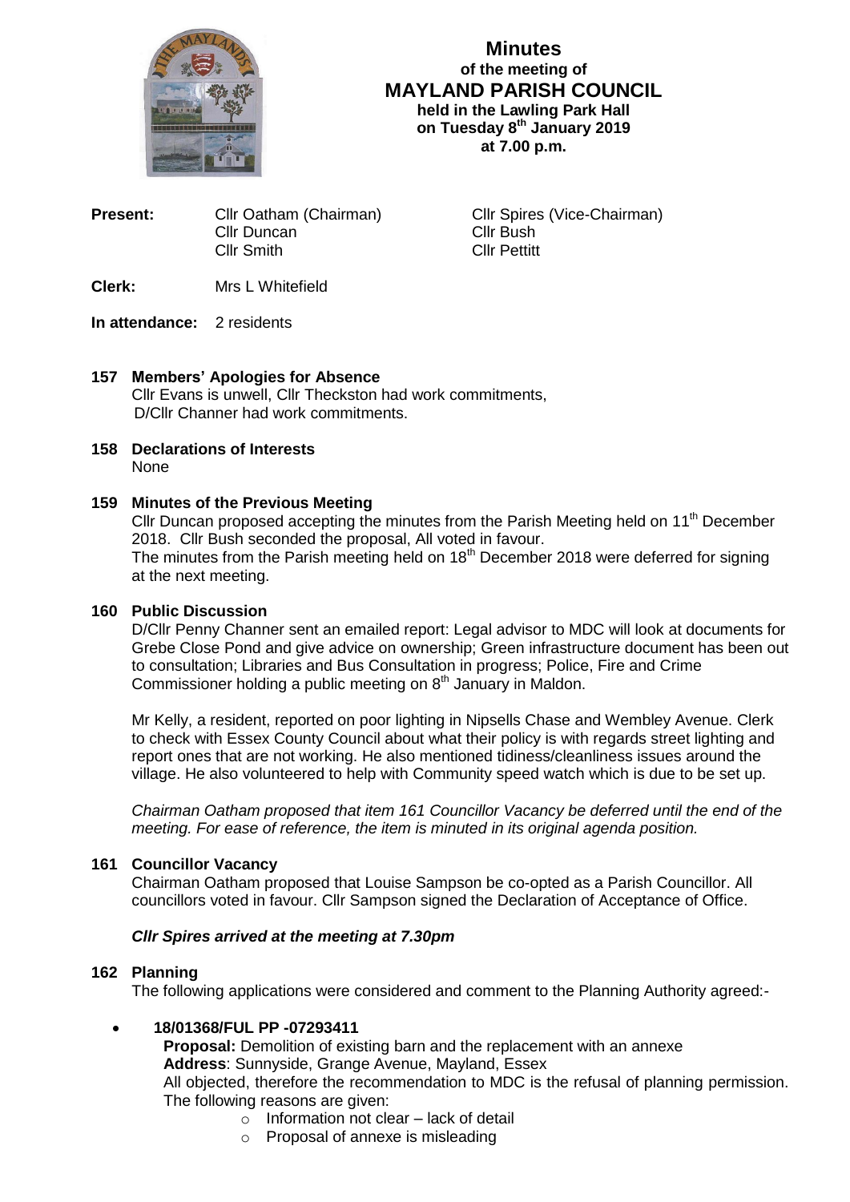# Minutes
## of the meeting of
# MAYLAND PARISH COUNCIL
### held in the Lawling Park Hall on Tuesday 8th January 2019 at 7.00 p.m.

**Present:** Cllr Oatham (Chairman), Cllr Spires (Vice-Chairman), Cllr Duncan, Cllr Bush, Cllr Smith, Cllr Pettitt

**Clerk:** Mrs L Whitefield

**In attendance:** 2 residents

**157 Members' Apologies for Absence**

Cllr Evans is unwell, Cllr Theckston had work commitments, D/Cllr Channer had work commitments.

**158 Declarations of Interests**

None

**159 Minutes of the Previous Meeting**

Cllr Duncan proposed accepting the minutes from the Parish Meeting held on 11th December 2018. Cllr Bush seconded the proposal, All voted in favour.
The minutes from the Parish meeting held on 18th December 2018 were deferred for signing at the next meeting.

**160 Public Discussion**

D/Cllr Penny Channer sent an emailed report: Legal advisor to MDC will look at documents for Grebe Close Pond and give advice on ownership; Green infrastructure document has been out to consultation; Libraries and Bus Consultation in progress; Police, Fire and Crime Commissioner holding a public meeting on 8th January in Maldon.

Mr Kelly, a resident, reported on poor lighting in Nipsells Chase and Wembley Avenue. Clerk to check with Essex County Council about what their policy is with regards street lighting and report ones that are not working. He also mentioned tidiness/cleanliness issues around the village. He also volunteered to help with Community speed watch which is due to be set up.

*Chairman Oatham proposed that item 161 Councillor Vacancy be deferred until the end of the meeting. For ease of reference, the item is minuted in its original agenda position.*

**161 Councillor Vacancy**

Chairman Oatham proposed that Louise Sampson be co-opted as a Parish Councillor. All councillors voted in favour. Cllr Sampson signed the Declaration of Acceptance of Office.

***Cllr Spires arrived at the meeting at 7.30pm***

**162 Planning**

The following applications were considered and comment to the Planning Authority agreed:-

- **18/01368/FUL PP -07293411**

  **Proposal:** Demolition of existing barn and the replacement with an annexe
  **Address**: Sunnyside, Grange Avenue, Mayland, Essex
  All objected, therefore the recommendation to MDC is the refusal of planning permission. The following reasons are given:
  - Information not clear – lack of detail
  - Proposal of annexe is misleading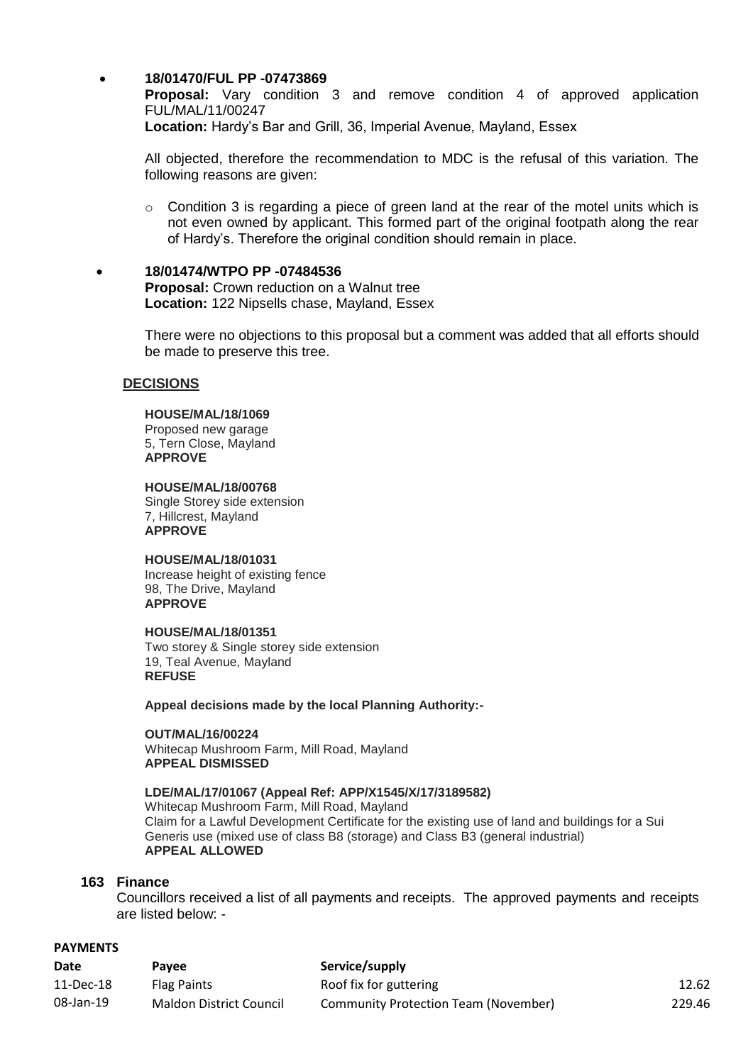- **18/01470/FUL PP -07473869**
  **Proposal:** Vary condition 3 and remove condition 4 of approved application FUL/MAL/11/00247
  **Location:** Hardy's Bar and Grill, 36, Imperial Avenue, Mayland, Essex

  All objected, therefore the recommendation to MDC is the refusal of this variation. The following reasons are given:

  - Condition 3 is regarding a piece of green land at the rear of the motel units which is not even owned by applicant. This formed part of the original footpath along the rear of Hardy's. Therefore the original condition should remain in place.

- **18/01474/WTPO PP -07484536**
  **Proposal:** Crown reduction on a Walnut tree
  **Location:** 122 Nipsells chase, Mayland, Essex

  There were no objections to this proposal but a comment was added that all efforts should be made to preserve this tree.

**DECISIONS**

**HOUSE/MAL/18/1069**
Proposed new garage
5, Tern Close, Mayland
**APPROVE**

**HOUSE/MAL/18/00768**
Single Storey side extension
7, Hillcrest, Mayland
**APPROVE**

**HOUSE/MAL/18/01031**
Increase height of existing fence
98, The Drive, Mayland
**APPROVE**

**HOUSE/MAL/18/01351**
Two storey & Single storey side extension
19, Teal Avenue, Mayland
**REFUSE**

**Appeal decisions made by the local Planning Authority:-**

**OUT/MAL/16/00224**
Whitecap Mushroom Farm, Mill Road, Mayland
**APPEAL DISMISSED**

**LDE/MAL/17/01067 (Appeal Ref: APP/X1545/X/17/3189582)**
Whitecap Mushroom Farm, Mill Road, Mayland
Claim for a Lawful Development Certificate for the existing use of land and buildings for a Sui Generis use (mixed use of class B8 (storage) and Class B3 (general industrial)
**APPEAL ALLOWED**

## 163 Finance

Councillors received a list of all payments and receipts. The approved payments and receipts are listed below: -

**PAYMENTS**

| Date | Payee | Service/supply | |
|---|---|---|---|
| 11-Dec-18 | Flag Paints | Roof fix for guttering | 12.62 |
| 08-Jan-19 | Maldon District Council | Community Protection Team (November) | 229.46 |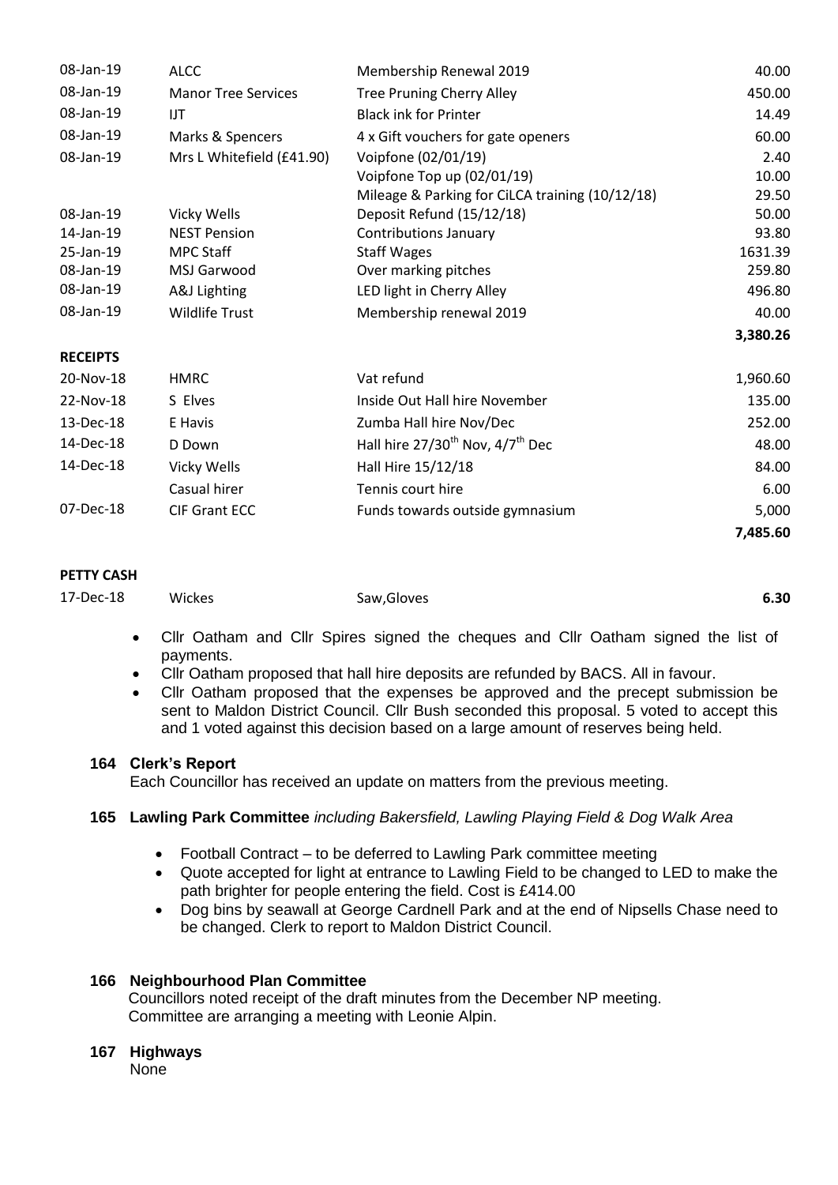| | | | |
|---|---|---|---|
| 08-Jan-19 | ALCC | Membership Renewal 2019 | 40.00 |
| 08-Jan-19 | Manor Tree Services | Tree Pruning Cherry Alley | 450.00 |
| 08-Jan-19 | IJT | Black ink for Printer | 14.49 |
| 08-Jan-19 | Marks & Spencers | 4 x Gift vouchers for gate openers | 60.00 |
| 08-Jan-19 | Mrs L Whitefield (£41.90) | Voipfone (02/01/19) | 2.40 |
| | | Voipfone Top up (02/01/19) | 10.00 |
| | | Mileage & Parking for CiLCA training (10/12/18) | 29.50 |
| 08-Jan-19 | Vicky Wells | Deposit Refund (15/12/18) | 50.00 |
| 14-Jan-19 | NEST Pension | Contributions January | 93.80 |
| 25-Jan-19 | MPC Staff | Staff Wages | 1631.39 |
| 08-Jan-19 | MSJ Garwood | Over marking pitches | 259.80 |
| 08-Jan-19 | A&J Lighting | LED light in Cherry Alley | 496.80 |
| 08-Jan-19 | Wildlife Trust | Membership renewal 2019 | 40.00 |
| | | | **3,380.26** |

**RECEIPTS**

| | | | |
|---|---|---|---|
| 20-Nov-18 | HMRC | Vat refund | 1,960.60 |
| 22-Nov-18 | S Elves | Inside Out Hall hire November | 135.00 |
| 13-Dec-18 | E Havis | Zumba Hall hire Nov/Dec | 252.00 |
| 14-Dec-18 | D Down | Hall hire 27/30th Nov, 4/7th Dec | 48.00 |
| 14-Dec-18 | Vicky Wells | Hall Hire 15/12/18 | 84.00 |
| | Casual hirer | Tennis court hire | 6.00 |
| 07-Dec-18 | CIF Grant ECC | Funds towards outside gymnasium | 5,000 |
| | | | **7,485.60** |

**PETTY CASH**

| | | | |
|---|---|---|---|
| 17-Dec-18 | Wickes | Saw,Gloves | **6.30** |

- Cllr Oatham and Cllr Spires signed the cheques and Cllr Oatham signed the list of payments.
- Cllr Oatham proposed that hall hire deposits are refunded by BACS. All in favour.
- Cllr Oatham proposed that the expenses be approved and the precept submission be sent to Maldon District Council. Cllr Bush seconded this proposal. 5 voted to accept this and 1 voted against this decision based on a large amount of reserves being held.

### 164 Clerk's Report

Each Councillor has received an update on matters from the previous meeting.

### 165 Lawling Park Committee *including Bakersfield, Lawling Playing Field & Dog Walk Area*

- Football Contract – to be deferred to Lawling Park committee meeting
- Quote accepted for light at entrance to Lawling Field to be changed to LED to make the path brighter for people entering the field. Cost is £414.00
- Dog bins by seawall at George Cardnell Park and at the end of Nipsells Chase need to be changed. Clerk to report to Maldon District Council.

### 166 Neighbourhood Plan Committee

Councillors noted receipt of the draft minutes from the December NP meeting.
Committee are arranging a meeting with Leonie Alpin.

### 167 Highways

None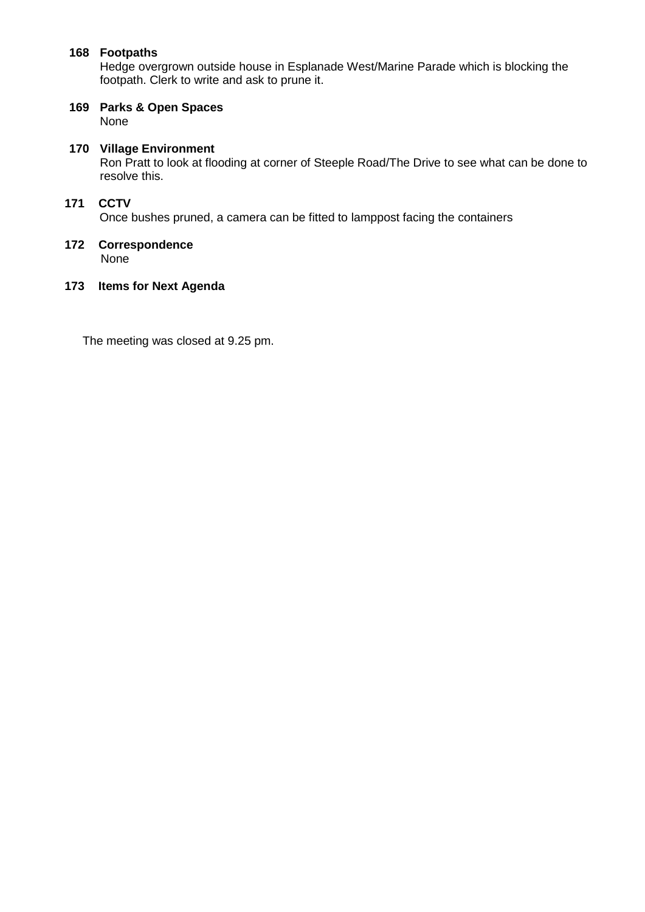**168 Footpaths**

Hedge overgrown outside house in Esplanade West/Marine Parade which is blocking the footpath. Clerk to write and ask to prune it.

**169 Parks & Open Spaces**

None

**170 Village Environment**

Ron Pratt to look at flooding at corner of Steeple Road/The Drive to see what can be done to resolve this.

**171 CCTV**

Once bushes pruned, a camera can be fitted to lamppost facing the containers

**172 Correspondence**

None

**173 Items for Next Agenda**

The meeting was closed at 9.25 pm.